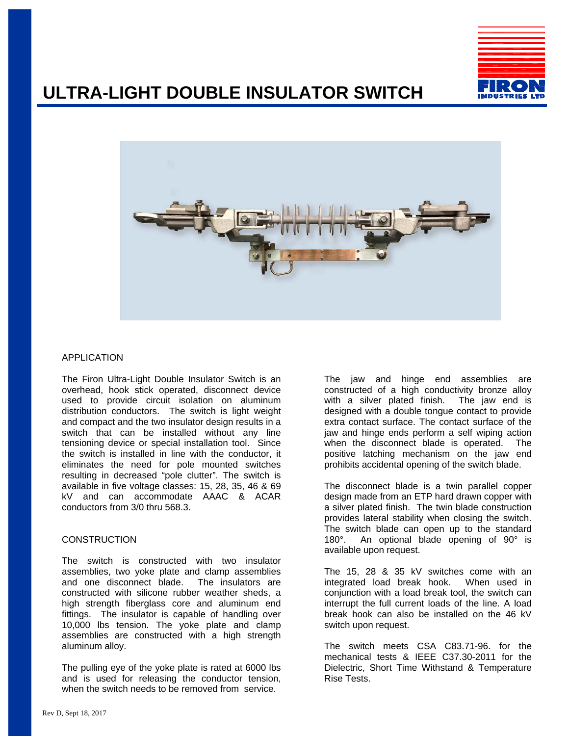# ULTRA-LIGHT DOUBLE INSULATOR SWITCH

## APPLICATION

The Firon Ultra-Light Double Insulator Switch is an overhead, hook stick operated, disconnect device used to provide circuit isolation on aluminum distribution conductors. The switch is light weight and compact and the two insulator design results in a switch that can be installed without any line tensioning device or special installation tool. Since the switch is installed in line with the conductor, it eliminates the need for pole mounted switches resulting in decreased "pole clutter". The switch is available in five voltage classes: 15, 28, 35, 46 & 69 kV and can accommodate AAAC & ACAR conductors from 3/0 thru 568.3.

## CONSTRUCTION

The switch is constructed with two insulator assemblies, two yoke plate and clamp assemblies and one disconnect blade. The insulators are constructed with silicone rubber weather sheds, a high strength fiberglass core and aluminum end fittings. The insulator is capable of handling over 10,000 lbs tension. The yoke plate and clamp assemblies are constructed with a high strength aluminum alloy.

The pulling eye of the yoke plate is rated at 6000 lbs and is used for releasing the conductor tension, when the switch needs to be removed from service.

The jaw and hinge end assemblies are constructed of a high conductivity bronze alloy with a silver plated finish. The jaw end is designed with a double tongue contact to provide extra contact surface. The contact surface of the jaw and hinge ends perform a self wiping action when the disconnect blade is operated. The positive latching mechanism on the jaw end prohibits accidental opening of the switch blade.

The disconnect blade is a twin parallel copper design made from an ETP hard drawn copper with a silver plated finish. The twin blade construction provides lateral stability when closing the switch. The switch blade can open up to the standard 180°. An optional blade opening of 90° is available upon request.

The 15, 28 & 35 kV switches come with an integrated load break hook. When used in conjunction with a load break tool, the switch can interrupt the full current loads of the line. A load break hook can also be installed on the 46 kV switch upon request.

The switch meets CSA C83.71-96. for the mechanical tests & IEEE C37.30-2011 for the Dielectric, Short Time Withstand & Temperature Rise Tests.

Rev D, Sept 18, 2017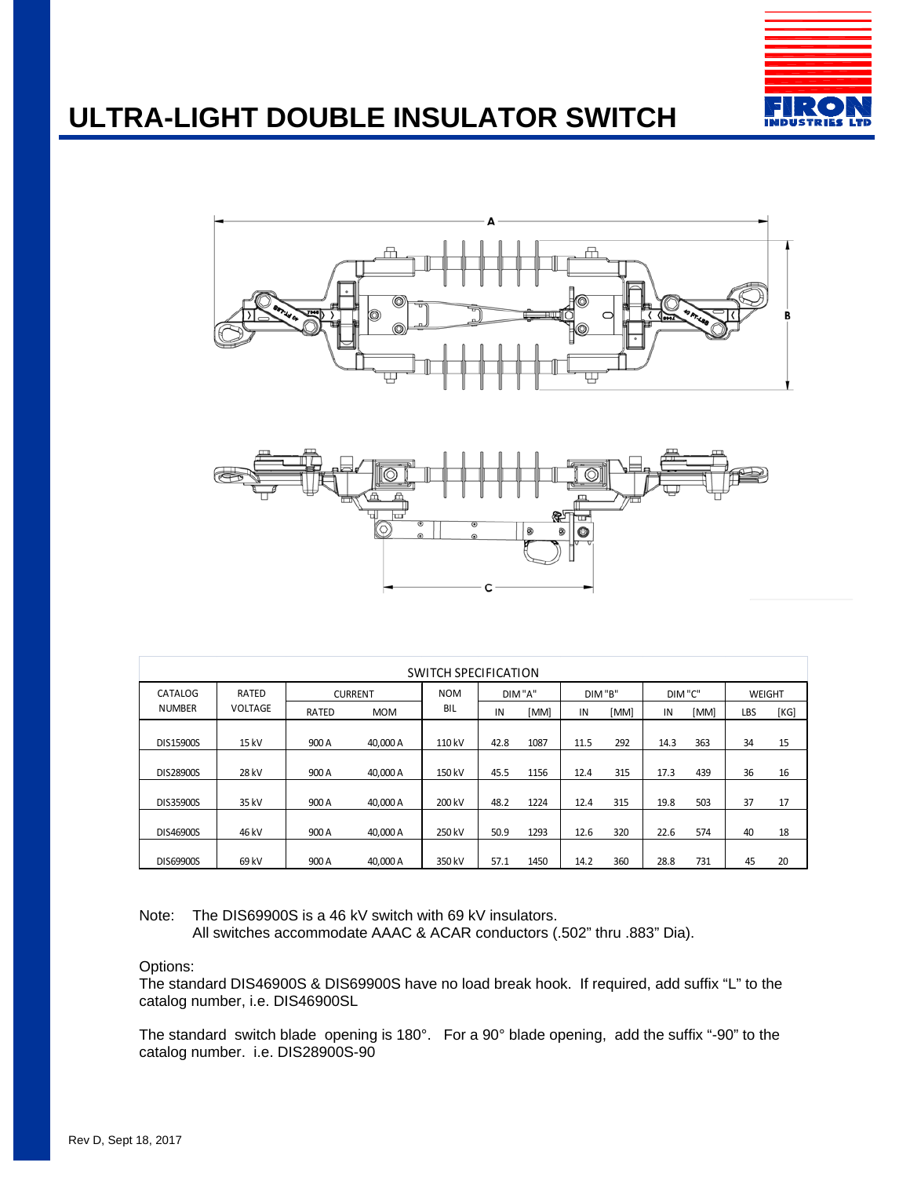# ULTRA-LIGHT DOUBLE INSULATOR SWITCH

A

B

C

SWITCH SPECIFICATION

| CATALOG NUMBER | RATED VOLTAGE | CURRENT | | NOM BIL | DIM "A" | | DIM "B" | | DIM "C" | | WEIGHT | |
|---|---|---|---|---|---|---|---|---|---|---|---|---|
| | | RATED | MOM | | IN | [MM] | IN | [MM] | IN | [MM] | LBS | [KG] |
| DIS15900S | 15 kV | 900 A | 40,000 A | 110 kV | 42.8 | 1087 | 11.5 | 292 | 14.3 | 363 | 34 | 15 |
| DIS28900S | 28 kV | 900 A | 40,000 A | 150 kV | 45.5 | 1156 | 12.4 | 315 | 17.3 | 439 | 36 | 16 |
| DIS35900S | 35 kV | 900 A | 40,000 A | 200 kV | 48.2 | 1224 | 12.4 | 315 | 19.8 | 503 | 37 | 17 |
| DIS46900S | 46 kV | 900 A | 40,000 A | 250 kV | 50.9 | 1293 | 12.6 | 320 | 22.6 | 574 | 40 | 18 |
| DIS69900S | 69 kV | 900 A | 40,000 A | 350 kV | 57.1 | 1450 | 14.2 | 360 | 28.8 | 731 | 45 | 20 |

Note: The DIS69900S is a 46 kV switch with 69 kV insulators.
All switches accommodate AAAC & ACAR conductors (.502" thru .883" Dia).

Options:

The standard DIS46900S & DIS69900S have no load break hook. If required, add suffix "L" to the catalog number, i.e. DIS46900SL

The standard switch blade opening is 180°. For a 90° blade opening, add the suffix "-90" to the catalog number. i.e. DIS28900S-90

Rev D, Sept 18, 2017